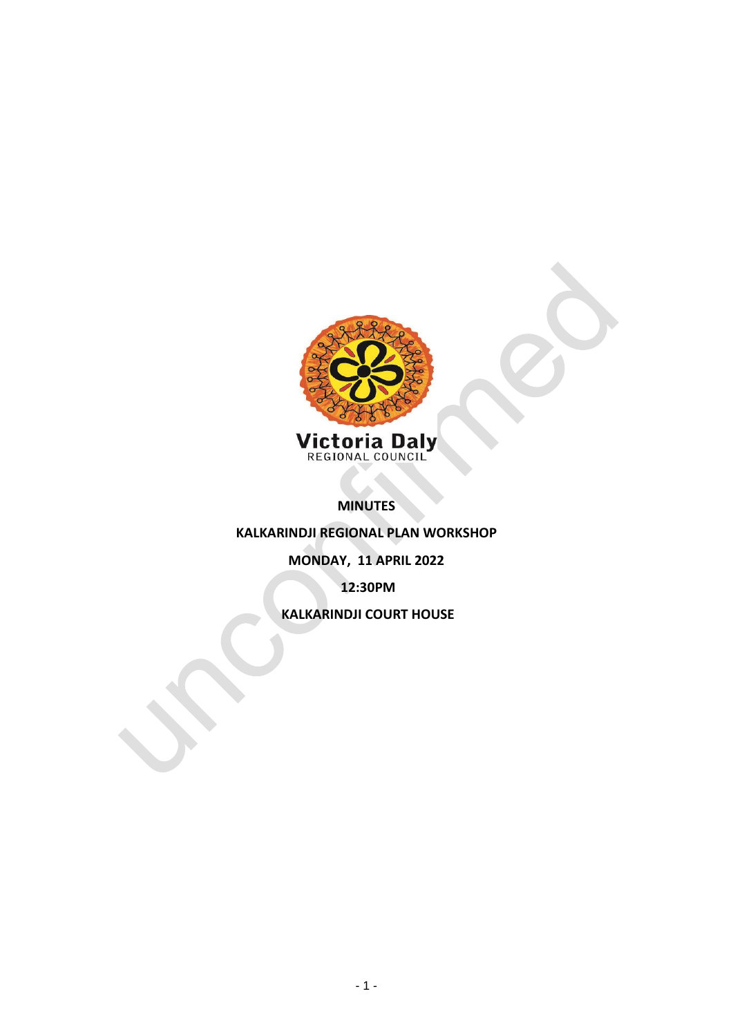Victoria Daly
REGIONAL COUNCIL

**MINUTES**

**KALKARINDJI REGIONAL PLAN WORKSHOP**

**MONDAY, 11 APRIL 2022**

**12:30PM**

**KALKARINDJI COURT HOUSE**

unconfirmed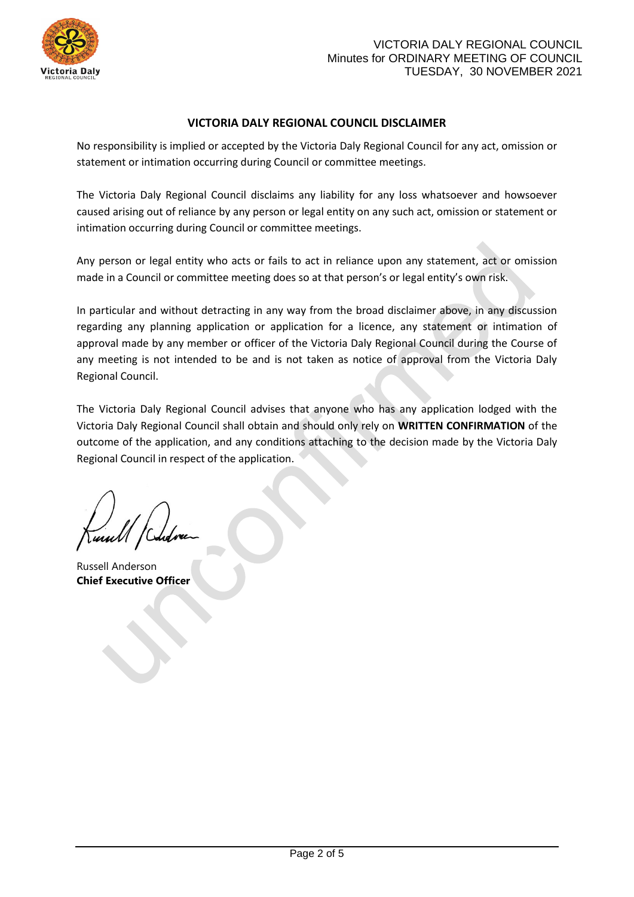## VICTORIA DALY REGIONAL COUNCIL DISCLAIMER

No responsibility is implied or accepted by the Victoria Daly Regional Council for any act, omission or statement or intimation occurring during Council or committee meetings.

The Victoria Daly Regional Council disclaims any liability for any loss whatsoever and howsoever caused arising out of reliance by any person or legal entity on any such act, omission or statement or intimation occurring during Council or committee meetings.

Any person or legal entity who acts or fails to act in reliance upon any statement, act or omission made in a Council or committee meeting does so at that person's or legal entity's own risk.

In particular and without detracting in any way from the broad disclaimer above, in any discussion regarding any planning application or application for a licence, any statement or intimation of approval made by any member or officer of the Victoria Daly Regional Council during the Course of any meeting is not intended to be and is not taken as notice of approval from the Victoria Daly Regional Council.

The Victoria Daly Regional Council advises that anyone who has any application lodged with the Victoria Daly Regional Council shall obtain and should only rely on **WRITTEN CONFIRMATION** of the outcome of the application, and any conditions attaching to the decision made by the Victoria Daly Regional Council in respect of the application.

Russell Anderson
**Chief Executive Officer**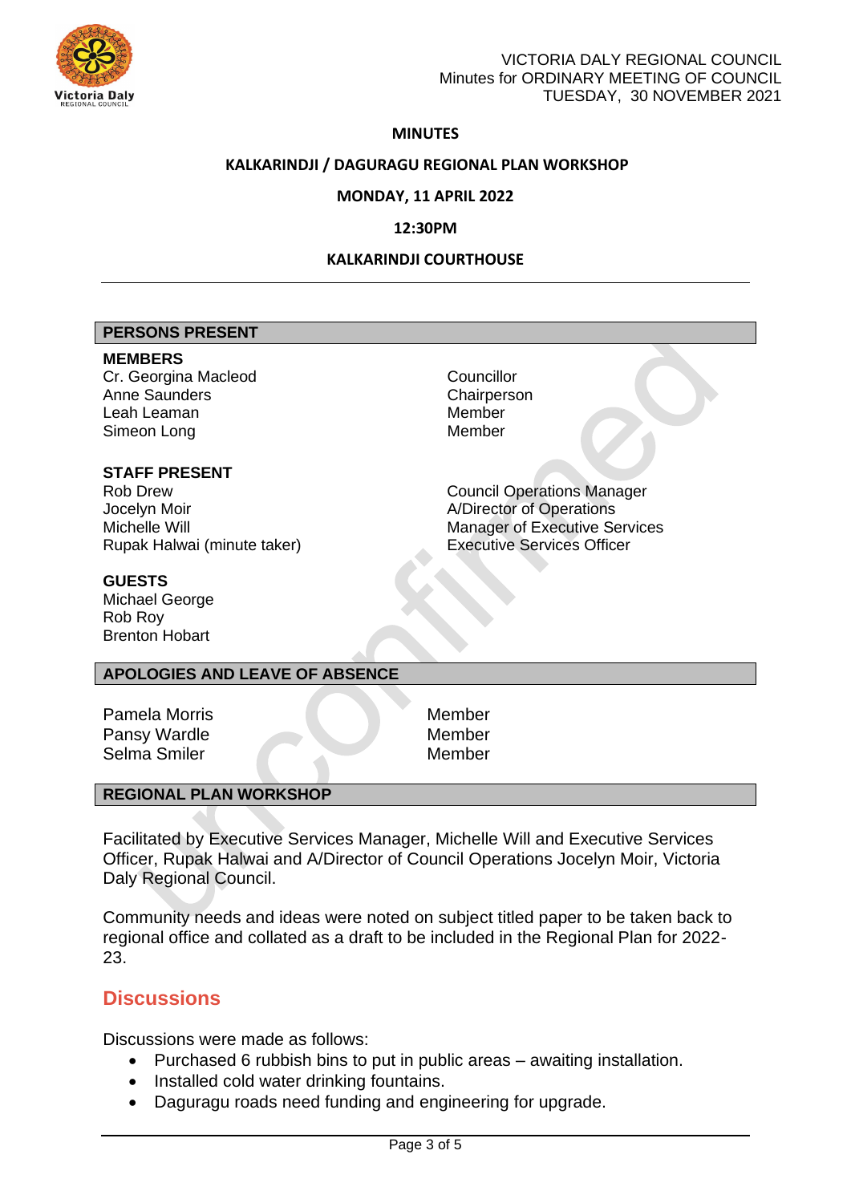# MINUTES

## KALKARINDJI / DAGURAGU REGIONAL PLAN WORKSHOP

**MONDAY, 11 APRIL 2022**

**12:30PM**

**KALKARINDJI COURTHOUSE**

---

### PERSONS PRESENT

**MEMBERS**

| | |
|---|---|
| Cr. Georgina Macleod | Councillor |
| Anne Saunders | Chairperson |
| Leah Leaman | Member |
| Simeon Long | Member |

**STAFF PRESENT**

| | |
|---|---|
| Rob Drew | Council Operations Manager |
| Jocelyn Moir | A/Director of Operations |
| Michelle Will | Manager of Executive Services |
| Rupak Halwai (minute taker) | Executive Services Officer |

**GUESTS**

Michael George
Rob Roy
Brenton Hobart

### APOLOGIES AND LEAVE OF ABSENCE

| | |
|---|---|
| Pamela Morris | Member |
| Pansy Wardle | Member |
| Selma Smiler | Member |

### REGIONAL PLAN WORKSHOP

Facilitated by Executive Services Manager, Michelle Will and Executive Services Officer, Rupak Halwai and A/Director of Council Operations Jocelyn Moir, Victoria Daly Regional Council.

Community needs and ideas were noted on subject titled paper to be taken back to regional office and collated as a draft to be included in the Regional Plan for 2022-23.

## Discussions

Discussions were made as follows:

- Purchased 6 rubbish bins to put in public areas – awaiting installation.
- Installed cold water drinking fountains.
- Daguragu roads need funding and engineering for upgrade.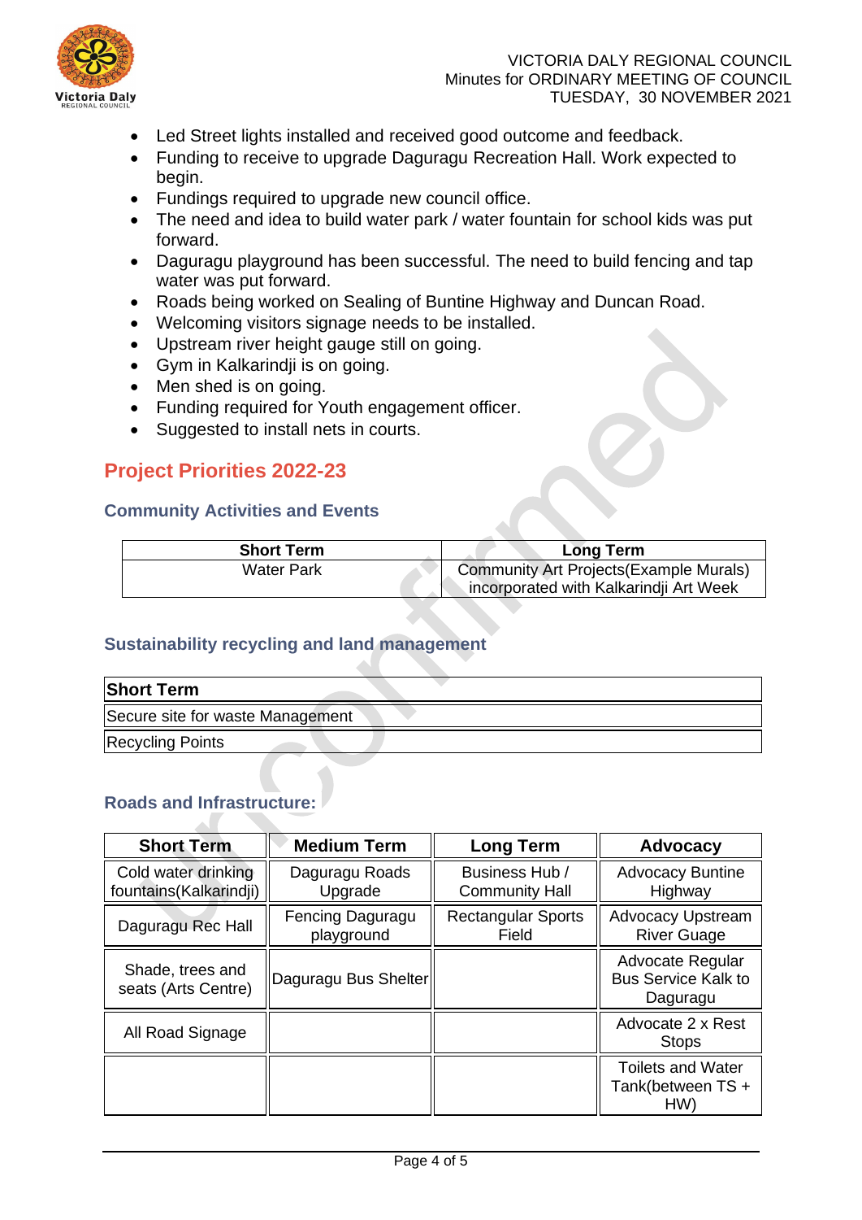- Led Street lights installed and received good outcome and feedback.
- Funding to receive to upgrade Daguragu Recreation Hall. Work expected to begin.
- Fundings required to upgrade new council office.
- The need and idea to build water park / water fountain for school kids was put forward.
- Daguragu playground has been successful. The need to build fencing and tap water was put forward.
- Roads being worked on Sealing of Buntine Highway and Duncan Road.
- Welcoming visitors signage needs to be installed.
- Upstream river height gauge still on going.
- Gym in Kalkarindji is on going.
- Men shed is on going.
- Funding required for Youth engagement officer.
- Suggested to install nets in courts.

## Project Priorities 2022-23

### Community Activities and Events

| Short Term | Long Term |
|---|---|
| Water Park | Community Art Projects(Example Murals) incorporated with Kalkarindji Art Week |

### Sustainability recycling and land management

| Short Term |
|---|
| Secure site for waste Management |
| Recycling Points |

### Roads and Infrastructure:

| Short Term | Medium Term | Long Term | Advocacy |
|---|---|---|---|
| Cold water drinking fountains(Kalkarindji) | Daguragu Roads Upgrade | Business Hub / Community Hall | Advocacy Buntine Highway |
| Daguragu Rec Hall | Fencing Daguragu playground | Rectangular Sports Field | Advocacy Upstream River Guage |
| Shade, trees and seats (Arts Centre) | Daguragu Bus Shelter | | Advocate Regular Bus Service Kalk to Daguragu |
| All Road Signage | | | Advocate 2 x Rest Stops |
| | | | Toilets and Water Tank(between TS + HW) |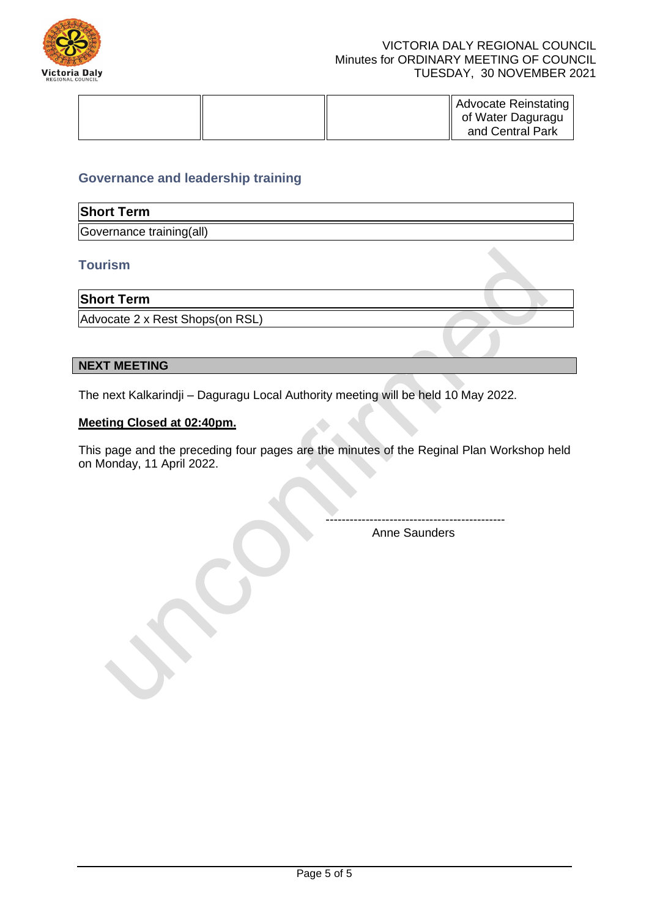| | | | |
|---|---|---|---|
| | | | Advocate Reinstating of Water Daguragu and Central Park |

### Governance and leadership training

| Short Term |
|---|
| Governance training(all) |

### Tourism

| Short Term |
|---|
| Advocate 2 x Rest Shops(on RSL) |

## NEXT MEETING

The next Kalkarindji – Daguragu Local Authority meeting will be held 10 May 2022.

**Meeting Closed at 02:40pm.**

This page and the preceding four pages are the minutes of the Reginal Plan Workshop held on Monday, 11 April 2022.

---------------------------------------------
Anne Saunders

unconfirmed